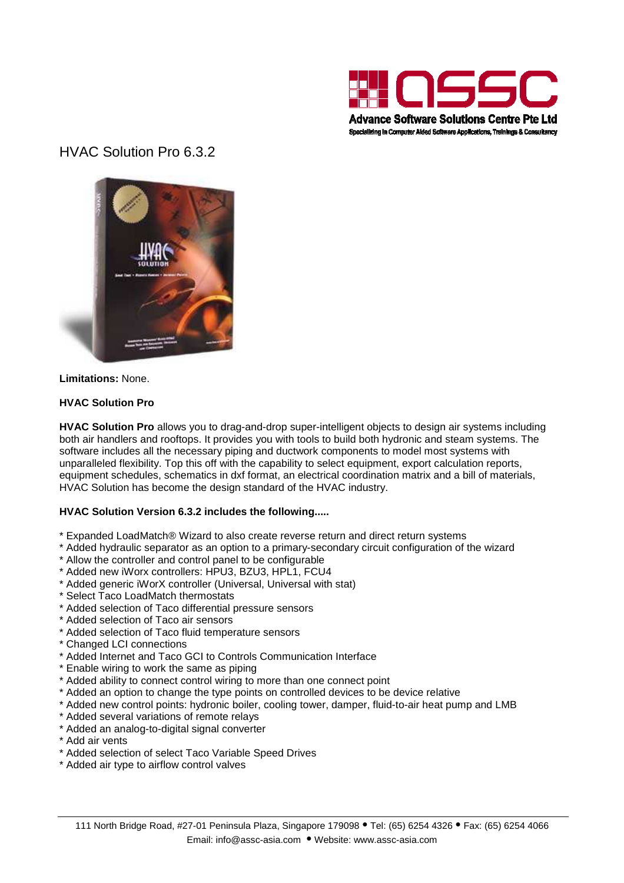# HVAC Solution Pro 6.3.2

**Limitations:** None.

**HVAC Solution Pro**

**HVAC Solution Pro** allows you to drag-and-drop super-intelligent objects to design air systems including both air handlers and rooftops. It provides you with tools to build both hydronic and steam systems. The software includes all the necessary piping and ductwork components to model most systems with unparalleled flexibility. Top this off with the capability to select equipment, export calculation reports, equipment schedules, schematics in dxf format, an electrical coordination matrix and a bill of materials, HVAC Solution has become the design standard of the HVAC industry.

**HVAC Solution Version 6.3.2 includes the following.....**

* Expanded LoadMatch® Wizard to also create reverse return and direct return systems
* Added hydraulic separator as an option to a primary-secondary circuit configuration of the wizard
* Allow the controller and control panel to be configurable
* Added new iWorx controllers: HPU3, BZU3, HPL1, FCU4
* Added generic iWorX controller (Universal, Universal with stat)
* Select Taco LoadMatch thermostats
* Added selection of Taco differential pressure sensors
* Added selection of Taco air sensors
* Added selection of Taco fluid temperature sensors
* Changed LCI connections
* Added Internet and Taco GCI to Controls Communication Interface
* Enable wiring to work the same as piping
* Added ability to connect control wiring to more than one connect point
* Added an option to change the type points on controlled devices to be device relative
* Added new control points: hydronic boiler, cooling tower, damper, fluid-to-air heat pump and LMB
* Added several variations of remote relays
* Added an analog-to-digital signal converter
* Add air vents
* Added selection of select Taco Variable Speed Drives
* Added air type to airflow control valves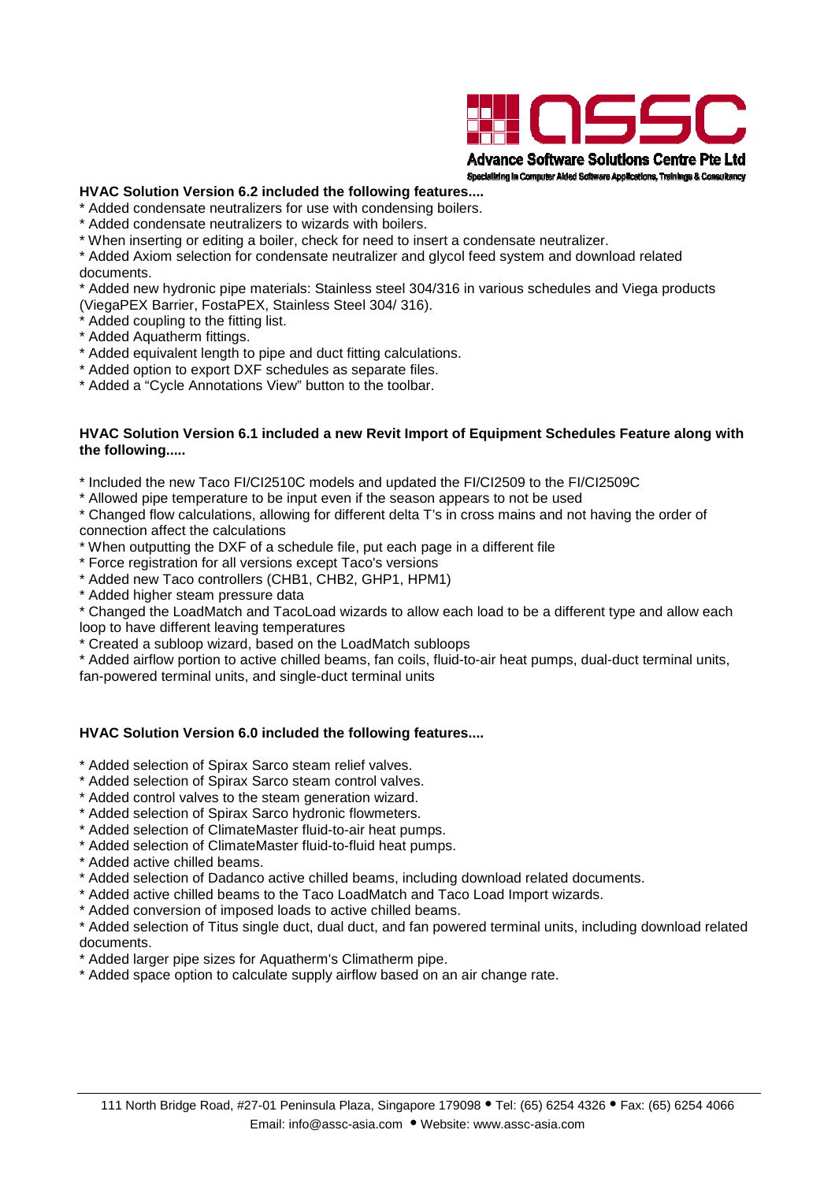**HVAC Solution Version 6.2 included the following features....**

* Added condensate neutralizers for use with condensing boilers.
* Added condensate neutralizers to wizards with boilers.
* When inserting or editing a boiler, check for need to insert a condensate neutralizer.
* Added Axiom selection for condensate neutralizer and glycol feed system and download related documents.
* Added new hydronic pipe materials: Stainless steel 304/316 in various schedules and Viega products (ViegaPEX Barrier, FostaPEX, Stainless Steel 304/ 316).
* Added coupling to the fitting list.
* Added Aquatherm fittings.
* Added equivalent length to pipe and duct fitting calculations.
* Added option to export DXF schedules as separate files.
* Added a "Cycle Annotations View" button to the toolbar.

**HVAC Solution Version 6.1 included a new Revit Import of Equipment Schedules Feature along with the following.....**

* Included the new Taco FI/CI2510C models and updated the FI/CI2509 to the FI/CI2509C
* Allowed pipe temperature to be input even if the season appears to not be used
* Changed flow calculations, allowing for different delta T's in cross mains and not having the order of connection affect the calculations
* When outputting the DXF of a schedule file, put each page in a different file
* Force registration for all versions except Taco's versions
* Added new Taco controllers (CHB1, CHB2, GHP1, HPM1)
* Added higher steam pressure data
* Changed the LoadMatch and TacoLoad wizards to allow each load to be a different type and allow each loop to have different leaving temperatures
* Created a subloop wizard, based on the LoadMatch subloops
* Added airflow portion to active chilled beams, fan coils, fluid-to-air heat pumps, dual-duct terminal units, fan-powered terminal units, and single-duct terminal units

**HVAC Solution Version 6.0 included the following features....**

* Added selection of Spirax Sarco steam relief valves.
* Added selection of Spirax Sarco steam control valves.
* Added control valves to the steam generation wizard.
* Added selection of Spirax Sarco hydronic flowmeters.
* Added selection of ClimateMaster fluid-to-air heat pumps.
* Added selection of ClimateMaster fluid-to-fluid heat pumps.
* Added active chilled beams.
* Added selection of Dadanco active chilled beams, including download related documents.
* Added active chilled beams to the Taco LoadMatch and Taco Load Import wizards.
* Added conversion of imposed loads to active chilled beams.
* Added selection of Titus single duct, dual duct, and fan powered terminal units, including download related documents.
* Added larger pipe sizes for Aquatherm's Climatherm pipe.
* Added space option to calculate supply airflow based on an air change rate.